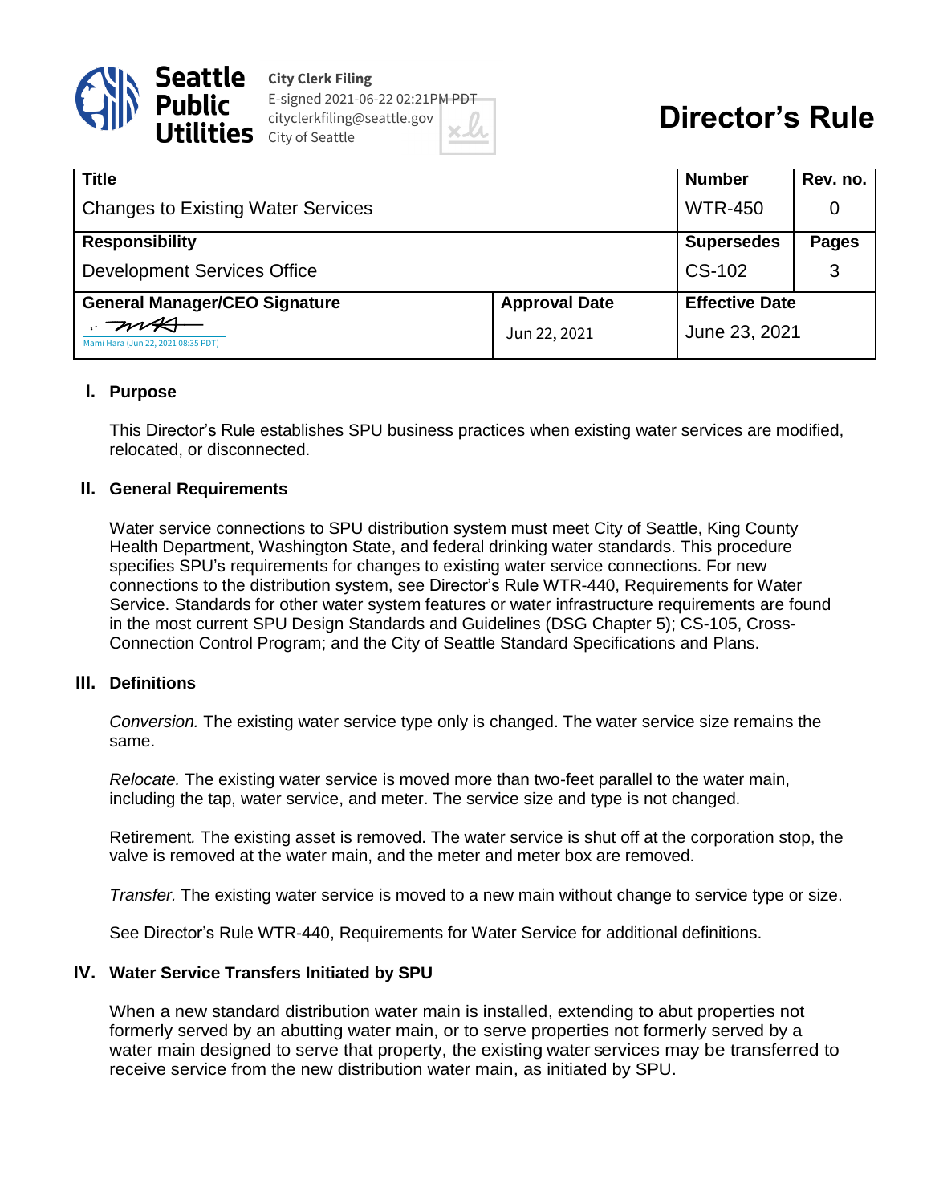Seattle Public Utilities

City Clerk Filing
E-signed 2021-06-22 02:21PM PDT
cityclerkfiling@seattle.gov
City of Seattle

# Director's Rule

| Title | | Number | Rev. no. |
|---|---|---|---|
| Changes to Existing Water Services | | WTR-450 | 0 |
| **Responsibility** | | **Supersedes** | **Pages** |
| Development Services Office | | CS-102 | 3 |
| **General Manager/CEO Signature** | **Approval Date** | **Effective Date** | |
| Mami Hara (Jun 22, 2021 08:35 PDT) | Jun 22, 2021 | June 23, 2021 | |

## I. Purpose

This Director's Rule establishes SPU business practices when existing water services are modified, relocated, or disconnected.

## II. General Requirements

Water service connections to SPU distribution system must meet City of Seattle, King County Health Department, Washington State, and federal drinking water standards. This procedure specifies SPU's requirements for changes to existing water service connections. For new connections to the distribution system, see Director's Rule WTR-440, Requirements for Water Service. Standards for other water system features or water infrastructure requirements are found in the most current SPU Design Standards and Guidelines (DSG Chapter 5); CS-105, Cross-Connection Control Program; and the City of Seattle Standard Specifications and Plans.

## III. Definitions

*Conversion.* The existing water service type only is changed. The water service size remains the same.

*Relocate.* The existing water service is moved more than two-feet parallel to the water main, including the tap, water service, and meter. The service size and type is not changed.

Retirement*.* The existing asset is removed. The water service is shut off at the corporation stop, the valve is removed at the water main, and the meter and meter box are removed.

*Transfer.* The existing water service is moved to a new main without change to service type or size.

See Director's Rule WTR-440, Requirements for Water Service for additional definitions.

## IV. Water Service Transfers Initiated by SPU

When a new standard distribution water main is installed, extending to abut properties not formerly served by an abutting water main, or to serve properties not formerly served by a water main designed to serve that property, the existing water services may be transferred to receive service from the new distribution water main, as initiated by SPU.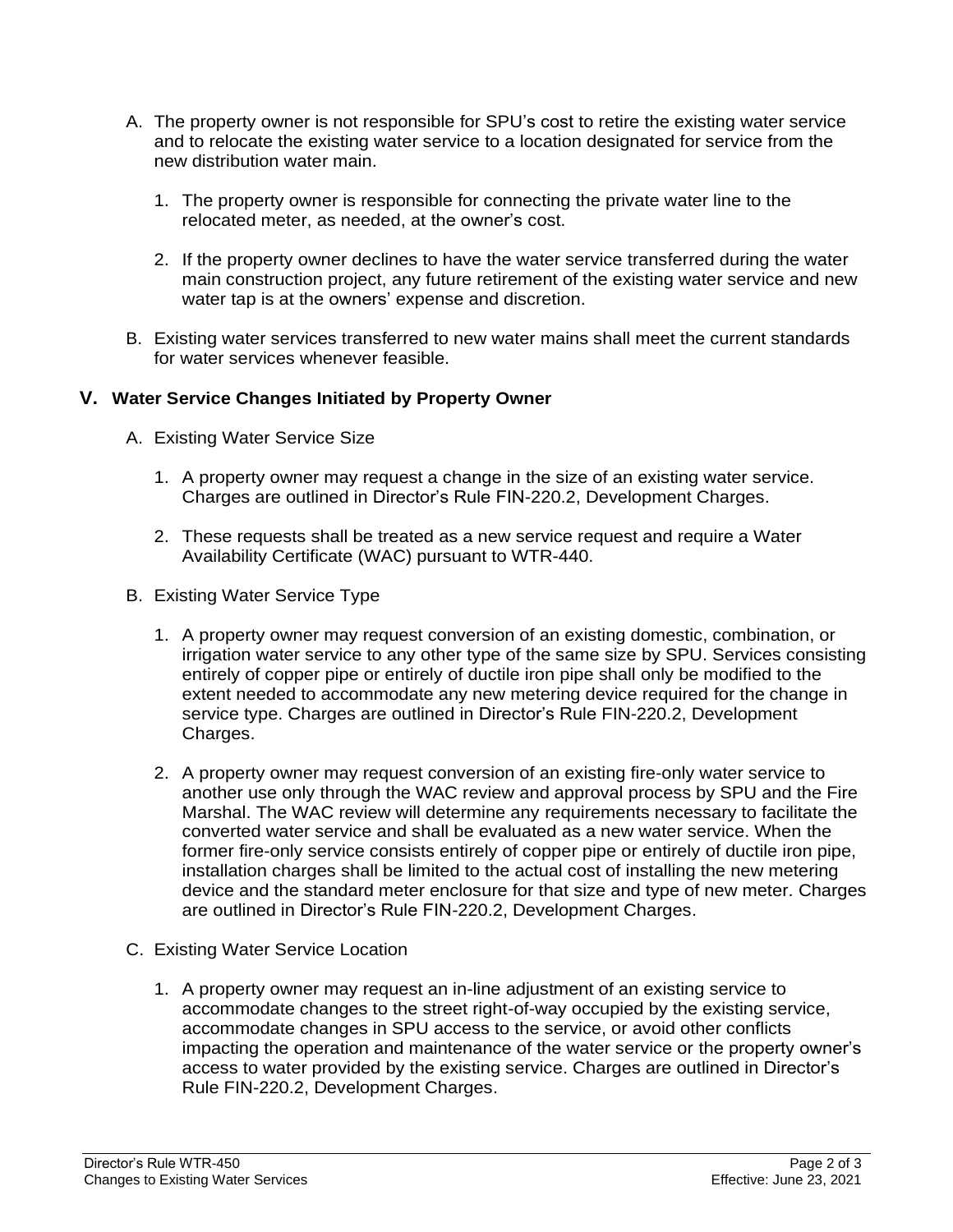A. The property owner is not responsible for SPU's cost to retire the existing water service and to relocate the existing water service to a location designated for service from the new distribution water main.

   1. The property owner is responsible for connecting the private water line to the relocated meter, as needed, at the owner's cost.

   2. If the property owner declines to have the water service transferred during the water main construction project, any future retirement of the existing water service and new water tap is at the owners' expense and discretion.

B. Existing water services transferred to new water mains shall meet the current standards for water services whenever feasible.

## V. Water Service Changes Initiated by Property Owner

A. Existing Water Service Size

   1. A property owner may request a change in the size of an existing water service. Charges are outlined in Director's Rule FIN-220.2, Development Charges.

   2. These requests shall be treated as a new service request and require a Water Availability Certificate (WAC) pursuant to WTR-440.

B. Existing Water Service Type

   1. A property owner may request conversion of an existing domestic, combination, or irrigation water service to any other type of the same size by SPU. Services consisting entirely of copper pipe or entirely of ductile iron pipe shall only be modified to the extent needed to accommodate any new metering device required for the change in service type. Charges are outlined in Director's Rule FIN-220.2, Development Charges.

   2. A property owner may request conversion of an existing fire-only water service to another use only through the WAC review and approval process by SPU and the Fire Marshal. The WAC review will determine any requirements necessary to facilitate the converted water service and shall be evaluated as a new water service. When the former fire-only service consists entirely of copper pipe or entirely of ductile iron pipe, installation charges shall be limited to the actual cost of installing the new metering device and the standard meter enclosure for that size and type of new meter. Charges are outlined in Director's Rule FIN-220.2, Development Charges.

C. Existing Water Service Location

   1. A property owner may request an in-line adjustment of an existing service to accommodate changes to the street right-of-way occupied by the existing service, accommodate changes in SPU access to the service, or avoid other conflicts impacting the operation and maintenance of the water service or the property owner's access to water provided by the existing service. Charges are outlined in Director's Rule FIN-220.2, Development Charges.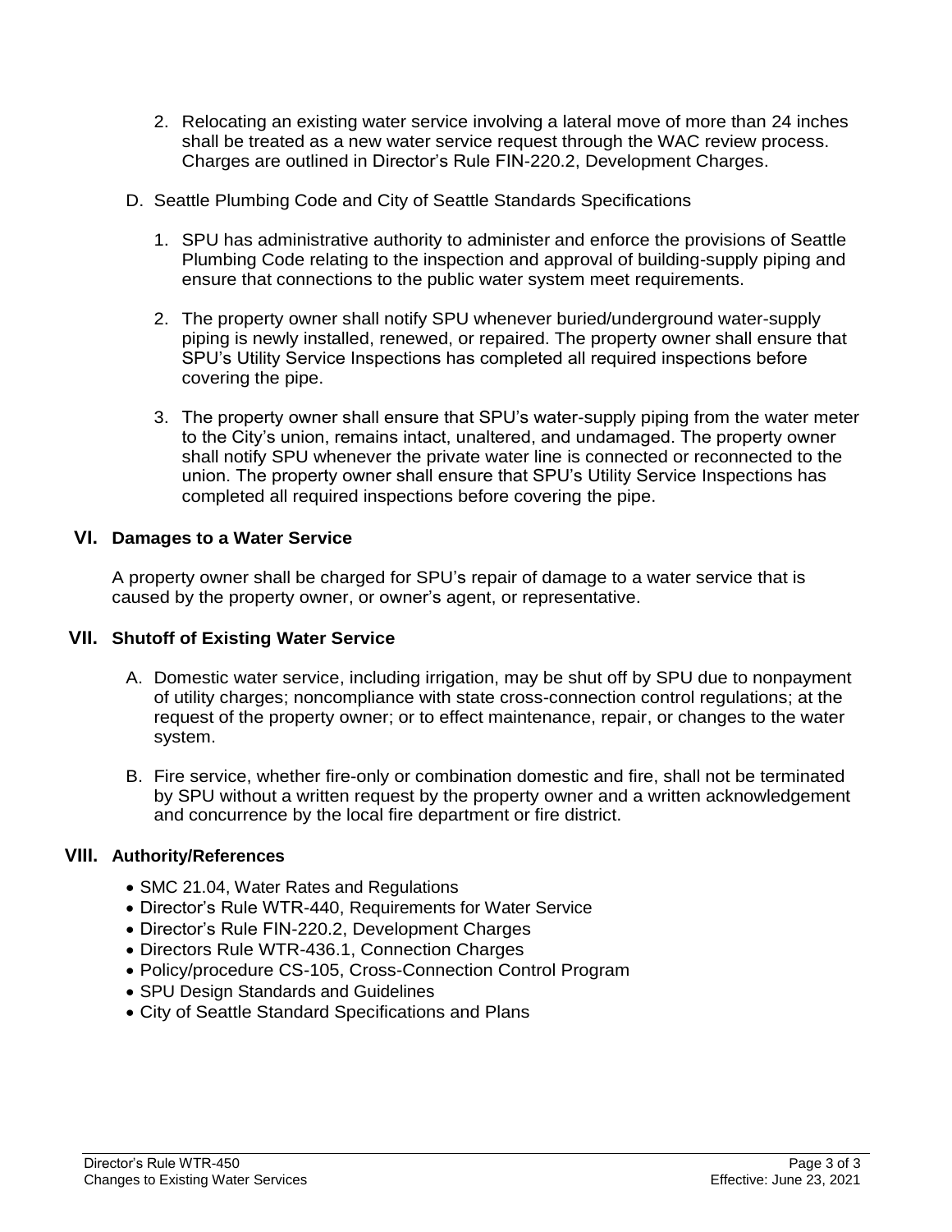2. Relocating an existing water service involving a lateral move of more than 24 inches shall be treated as a new water service request through the WAC review process. Charges are outlined in Director's Rule FIN-220.2, Development Charges.

D. Seattle Plumbing Code and City of Seattle Standards Specifications

1. SPU has administrative authority to administer and enforce the provisions of Seattle Plumbing Code relating to the inspection and approval of building-supply piping and ensure that connections to the public water system meet requirements.

2. The property owner shall notify SPU whenever buried/underground water-supply piping is newly installed, renewed, or repaired. The property owner shall ensure that SPU's Utility Service Inspections has completed all required inspections before covering the pipe.

3. The property owner shall ensure that SPU's water-supply piping from the water meter to the City's union, remains intact, unaltered, and undamaged. The property owner shall notify SPU whenever the private water line is connected or reconnected to the union. The property owner shall ensure that SPU's Utility Service Inspections has completed all required inspections before covering the pipe.

## VI. Damages to a Water Service

A property owner shall be charged for SPU's repair of damage to a water service that is caused by the property owner, or owner's agent, or representative.

## VII. Shutoff of Existing Water Service

A. Domestic water service, including irrigation, may be shut off by SPU due to nonpayment of utility charges; noncompliance with state cross-connection control regulations; at the request of the property owner; or to effect maintenance, repair, or changes to the water system.

B. Fire service, whether fire-only or combination domestic and fire, shall not be terminated by SPU without a written request by the property owner and a written acknowledgement and concurrence by the local fire department or fire district.

## VIII. Authority/References

- SMC 21.04, Water Rates and Regulations
- Director's Rule WTR-440, Requirements for Water Service
- Director's Rule FIN-220.2, Development Charges
- Directors Rule WTR-436.1, Connection Charges
- Policy/procedure CS-105, Cross-Connection Control Program
- SPU Design Standards and Guidelines
- City of Seattle Standard Specifications and Plans